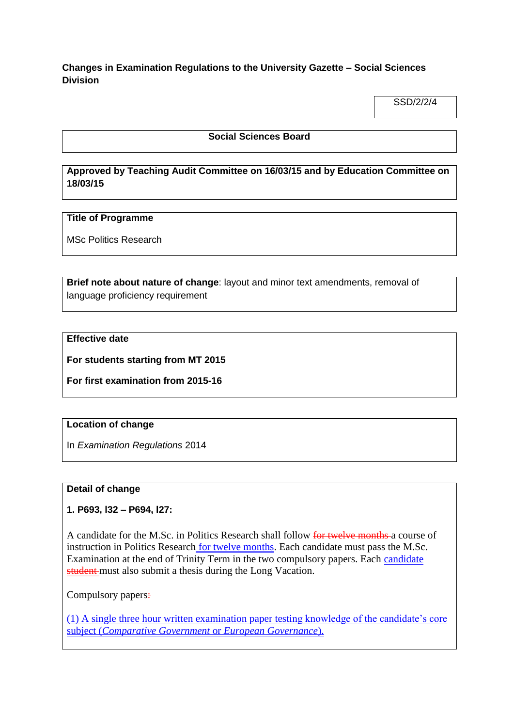**Changes in Examination Regulations to the University Gazette – Social Sciences Division**

SSD/2/2/4

**Social Sciences Board**

**Approved by Teaching Audit Committee on 16/03/15 and by Education Committee on 18/03/15**

**Title of Programme**

MSc Politics Research

**Brief note about nature of change**: layout and minor text amendments, removal of language proficiency requirement

**Effective date**

**For students starting from MT 2015**

**For first examination from 2015-16**

**Location of change**

In *Examination Regulations* 2014

**Detail of change**

**1. P693, l32 – P694, l27:**

A candidate for the M.Sc. in Politics Research shall follow ~~for twelve months~~ a course of instruction in Politics Research for twelve months. Each candidate must pass the M.Sc. Examination at the end of Trinity Term in the two compulsory papers. Each candidate ~~student~~ must also submit a thesis during the Long Vacation.

Compulsory papers~~:~~

(1) A single three hour written examination paper testing knowledge of the candidate's core subject (*Comparative Government* or *European Governance*).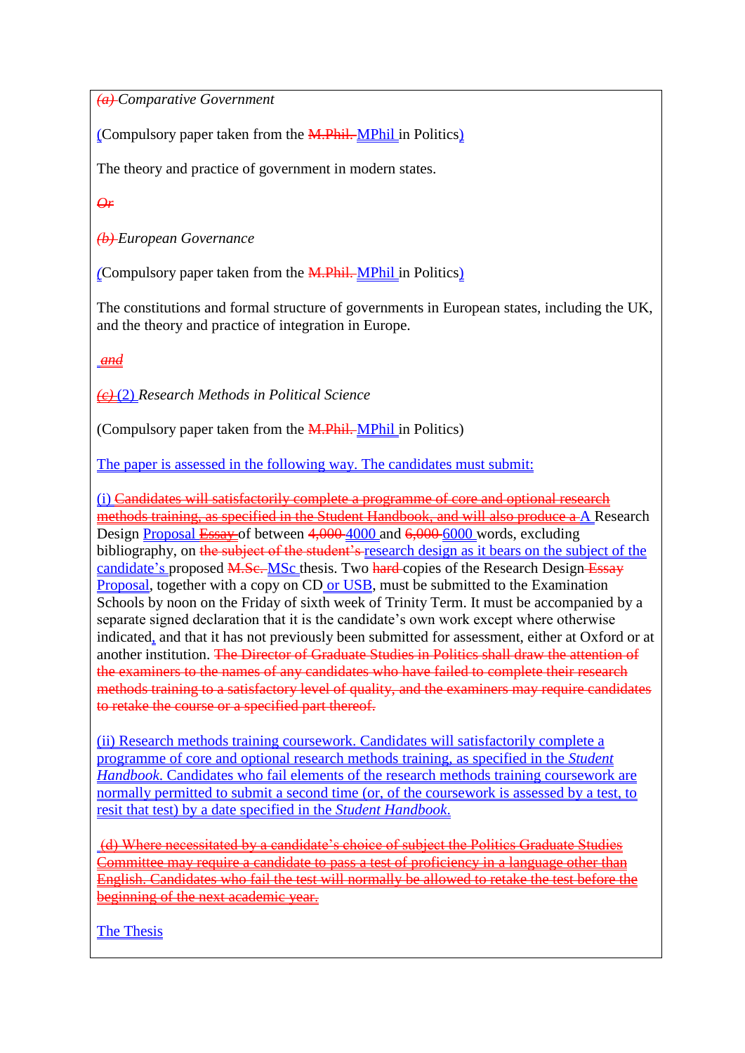~~*(a)*~~ *Comparative Government*

(Compulsory paper taken from the ~~M.Phil.~~ MPhil in Politics)

The theory and practice of government in modern states.

~~*Or*~~

~~*(b)*~~ *European Governance*

(Compulsory paper taken from the ~~M.Phil.~~ MPhil in Politics)

The constitutions and formal structure of governments in European states, including the UK, and the theory and practice of integration in Europe.

*and*

~~*(c)*~~ (2) *Research Methods in Political Science*

(Compulsory paper taken from the ~~M.Phil.~~ MPhil in Politics)

The paper is assessed in the following way. The candidates must submit:

(i) ~~Candidates will satisfactorily complete a programme of core and optional research methods training, as specified in the Student Handbook, and will also produce a~~ A Research Design Proposal ~~Essay~~ of between ~~4,000~~ 4000 and ~~6,000~~ 6000 words, excluding bibliography, on ~~the subject of the student's~~ research design as it bears on the subject of the candidate's proposed ~~M.Sc.~~ MSc thesis. Two ~~hard~~ copies of the Research Design ~~Essay~~ Proposal, together with a copy on CD or USB, must be submitted to the Examination Schools by noon on the Friday of sixth week of Trinity Term. It must be accompanied by a separate signed declaration that it is the candidate's own work except where otherwise indicated, and that it has not previously been submitted for assessment, either at Oxford or at another institution. ~~The Director of Graduate Studies in Politics shall draw the attention of the examiners to the names of any candidates who have failed to complete their research methods training to a satisfactory level of quality, and the examiners may require candidates to retake the course or a specified part thereof.~~

(ii) Research methods training coursework. Candidates will satisfactorily complete a programme of core and optional research methods training, as specified in the *Student Handbook*. Candidates who fail elements of the research methods training coursework are normally permitted to submit a second time (or, of the coursework is assessed by a test, to resit that test) by a date specified in the *Student Handbook*.

~~(d) Where necessitated by a candidate's choice of subject the Politics Graduate Studies Committee may require a candidate to pass a test of proficiency in a language other than English. Candidates who fail the test will normally be allowed to retake the test before the beginning of the next academic year.~~

The Thesis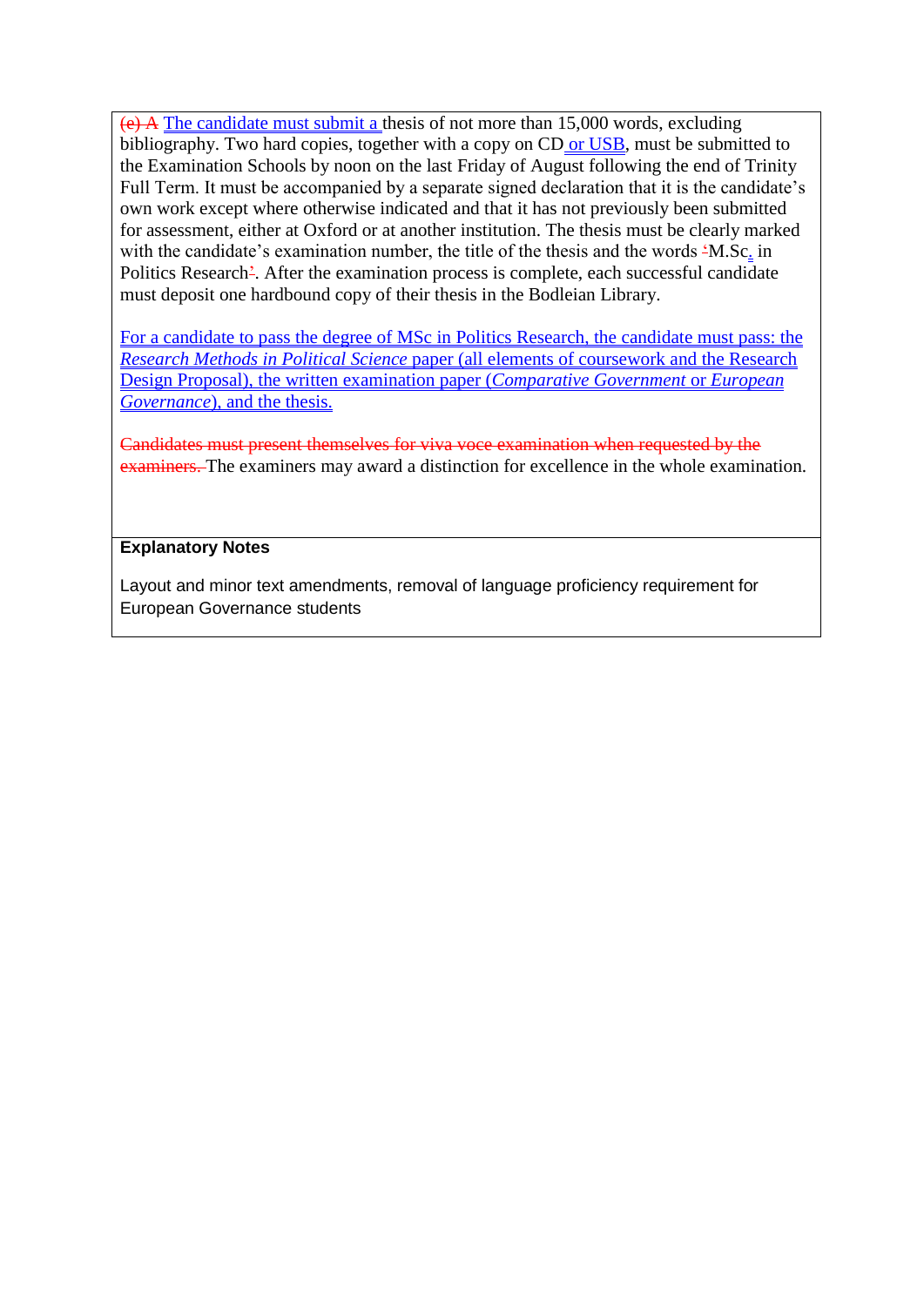~~(e) A~~ The candidate must submit a thesis of not more than 15,000 words, excluding bibliography. Two hard copies, together with a copy on CD or USB, must be submitted to the Examination Schools by noon on the last Friday of August following the end of Trinity Full Term. It must be accompanied by a separate signed declaration that it is the candidate's own work except where otherwise indicated and that it has not previously been submitted for assessment, either at Oxford or at another institution. The thesis must be clearly marked with the candidate's examination number, the title of the thesis and the words ~~'~~M.Sc. in Politics Research~~'~~. After the examination process is complete, each successful candidate must deposit one hardbound copy of their thesis in the Bodleian Library.

For a candidate to pass the degree of MSc in Politics Research, the candidate must pass: the *Research Methods in Political Science* paper (all elements of coursework and the Research Design Proposal), the written examination paper (*Comparative Government* or *European Governance*), and the thesis.

~~Candidates must present themselves for viva voce examination when requested by the examiners.~~ The examiners may award a distinction for excellence in the whole examination.

**Explanatory Notes**

Layout and minor text amendments, removal of language proficiency requirement for European Governance students